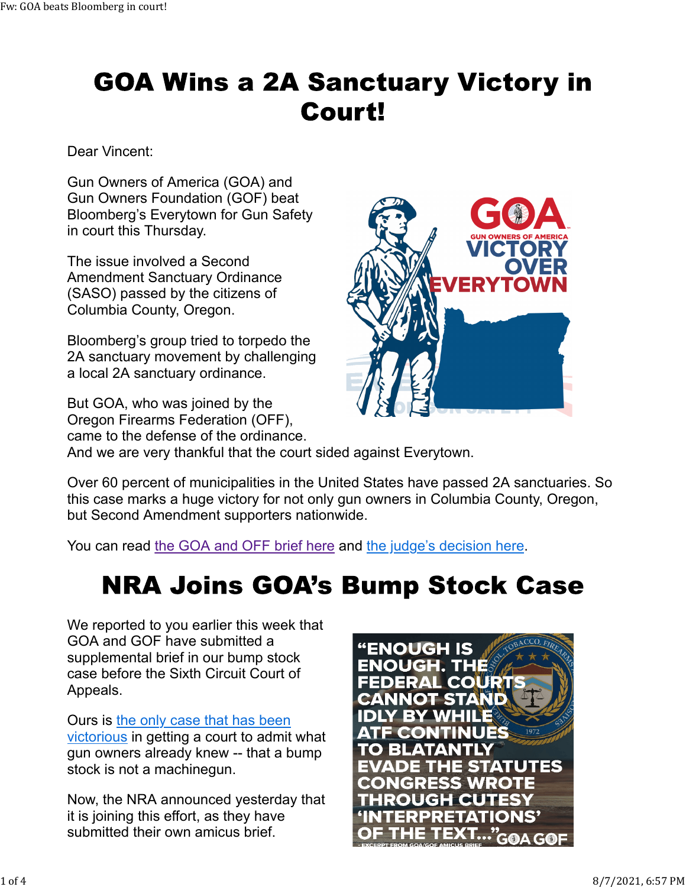# GOA Wins a 2A Sanctuary Victory in Court!

Dear Vincent:

Gun Owners of America (GOA) and Gun Owners Foundation (GOF) beat Bloomberg's Everytown for Gun Safety in court this Thursday.

The issue involved a Second Amendment Sanctuary Ordinance (SASO) passed by the citizens of Columbia County, Oregon.

Bloomberg's group tried to torpedo the 2A sanctuary movement by challenging a local 2A sanctuary ordinance.

But GOA, who was joined by the Oregon Firearms Federation (OFF), came to the defense of the ordinance. And we are very thankful that the court sided against Everytown.

Over 60 percent of municipalities in the United States have passed 2A sanctuaries. So this case marks a huge victory for not only gun owners in Columbia County, Oregon, but Second Amendment supporters nationwide.

You can read the GOA and OFF brief here and the judge's decision here.

# NRA Joins GOA's Bump Stock Case

We reported to you earlier this week that GOA and GOF have submitted a supplemental brief in our bump stock case before the Sixth Circuit Court of Appeals.

Ours is the only case that has been victorious in getting a court to admit what gun owners already knew -- that a bump stock is not a machinegun.

Now, the NRA announced yesterday that it is joining this effort, as they have submitted their own amicus brief.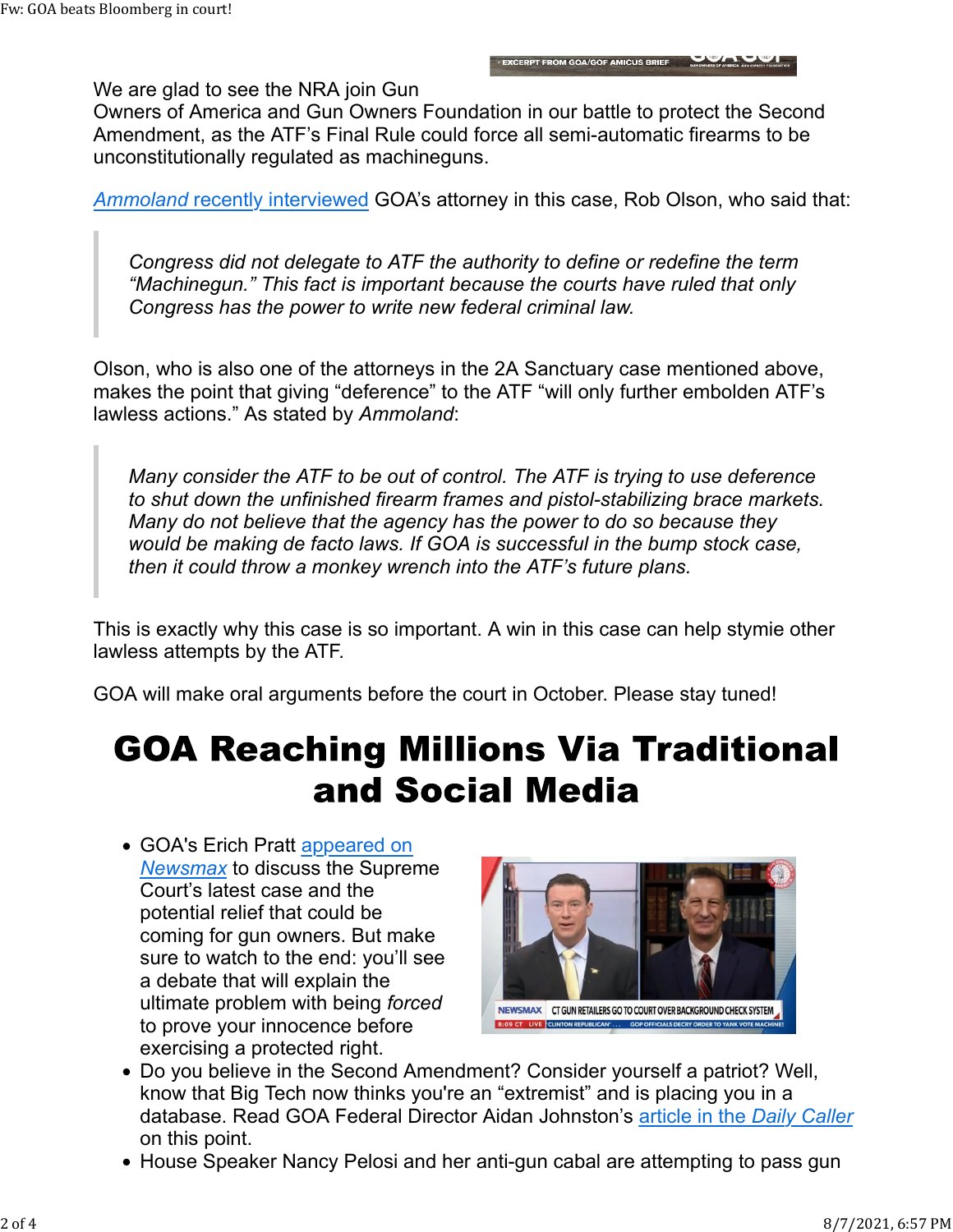We are glad to see the NRA join Gun Owners of America and Gun Owners Foundation in our battle to protect the Second Amendment, as the ATF's Final Rule could force all semi-automatic firearms to be unconstitutionally regulated as machineguns.

[*Ammoland* recently interviewed] GOA's attorney in this case, Rob Olson, who said that:

> *Congress did not delegate to ATF the authority to define or redefine the term "Machinegun." This fact is important because the courts have ruled that only Congress has the power to write new federal criminal law.*

Olson, who is also one of the attorneys in the 2A Sanctuary case mentioned above, makes the point that giving "deference" to the ATF "will only further embolden ATF's lawless actions." As stated by *Ammoland*:

> *Many consider the ATF to be out of control. The ATF is trying to use deference to shut down the unfinished firearm frames and pistol-stabilizing brace markets. Many do not believe that the agency has the power to do so because they would be making de facto laws. If GOA is successful in the bump stock case, then it could throw a monkey wrench into the ATF's future plans.*

This is exactly why this case is so important. A win in this case can help stymie other lawless attempts by the ATF.

GOA will make oral arguments before the court in October. Please stay tuned!

# GOA Reaching Millions Via Traditional and Social Media

- GOA's Erich Pratt appeared on *Newsmax* to discuss the Supreme Court's latest case and the potential relief that could be coming for gun owners. But make sure to watch to the end: you'll see a debate that will explain the ultimate problem with being *forced* to prove your innocence before exercising a protected right.
- Do you believe in the Second Amendment? Consider yourself a patriot? Well, know that Big Tech now thinks you're an "extremist" and is placing you in a database. Read GOA Federal Director Aidan Johnston's article in the *Daily Caller* on this point.
- House Speaker Nancy Pelosi and her anti-gun cabal are attempting to pass gun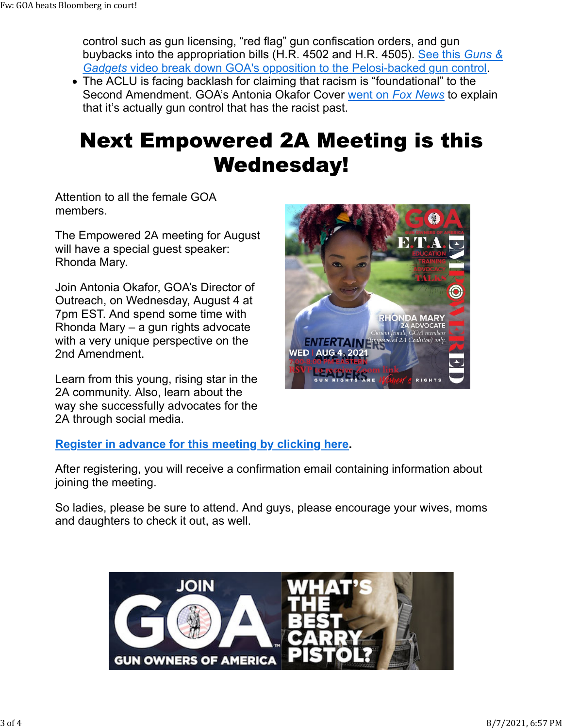control such as gun licensing, "red flag" gun confiscation orders, and gun buybacks into the appropriation bills (H.R. 4502 and H.R. 4505). See this *Guns & Gadgets* video break down GOA's opposition to the Pelosi-backed gun control.

- The ACLU is facing backlash for claiming that racism is "foundational" to the Second Amendment. GOA's Antonia Okafor Cover went on *Fox News* to explain that it's actually gun control that has the racist past.

# Next Empowered 2A Meeting is this Wednesday!

Attention to all the female GOA members.

The Empowered 2A meeting for August will have a special guest speaker: Rhonda Mary.

Join Antonia Okafor, GOA's Director of Outreach, on Wednesday, August 4 at 7pm EST. And spend some time with Rhonda Mary – a gun rights advocate with a very unique perspective on the 2nd Amendment.

Learn from this young, rising star in the 2A community. Also, learn about the way she successfully advocates for the 2A through social media.

**Register in advance for this meeting by clicking here.**

After registering, you will receive a confirmation email containing information about joining the meeting.

So ladies, please be sure to attend. And guys, please encourage your wives, moms and daughters to check it out, as well.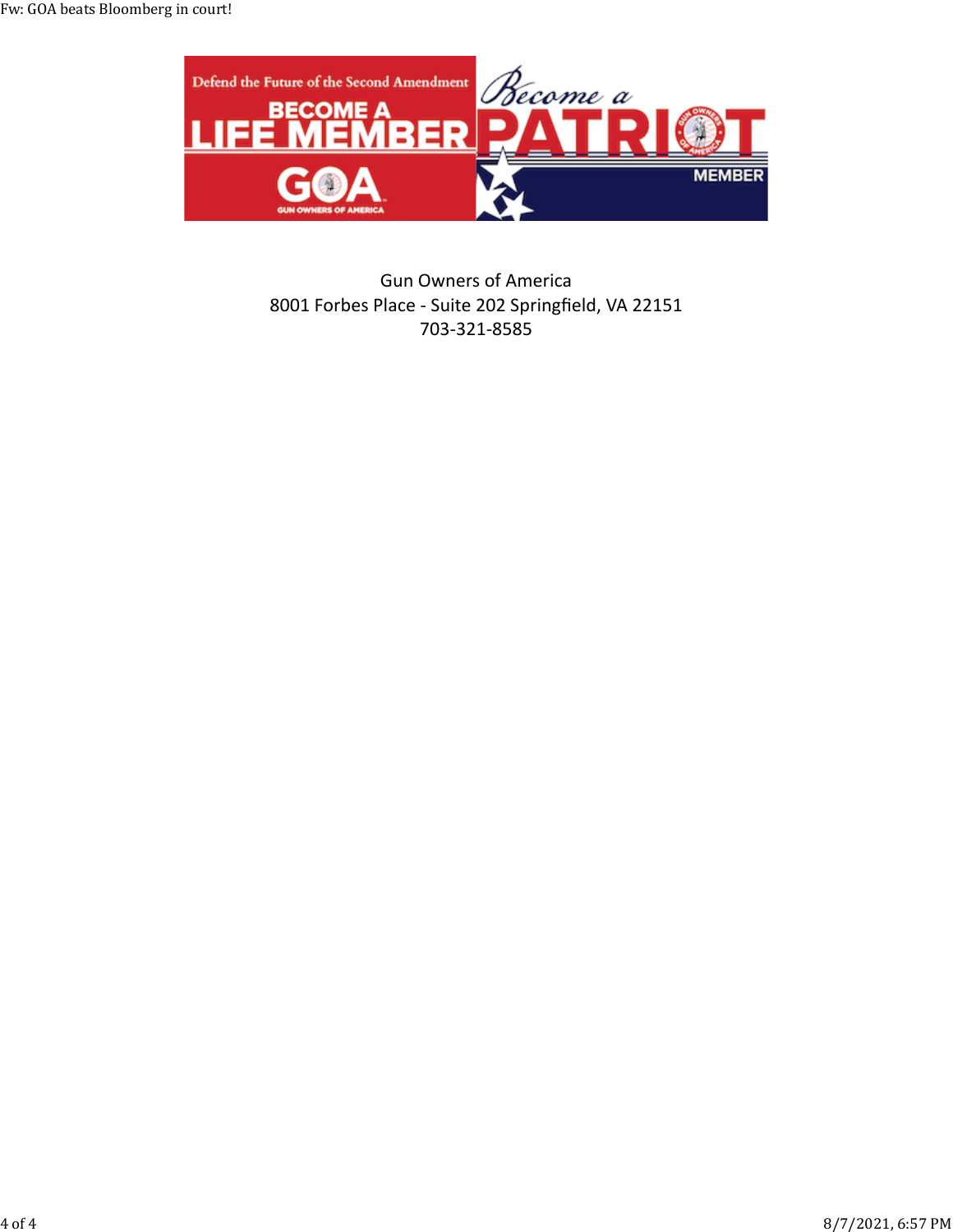Defend the Future of the Second Amendment

BECOME A LIFE MEMBER

GOA

GUN OWNERS OF AMERICA

Become a PATRIOT MEMBER

Gun Owners of America
8001 Forbes Place - Suite 202 Springfield, VA 22151
703-321-8585